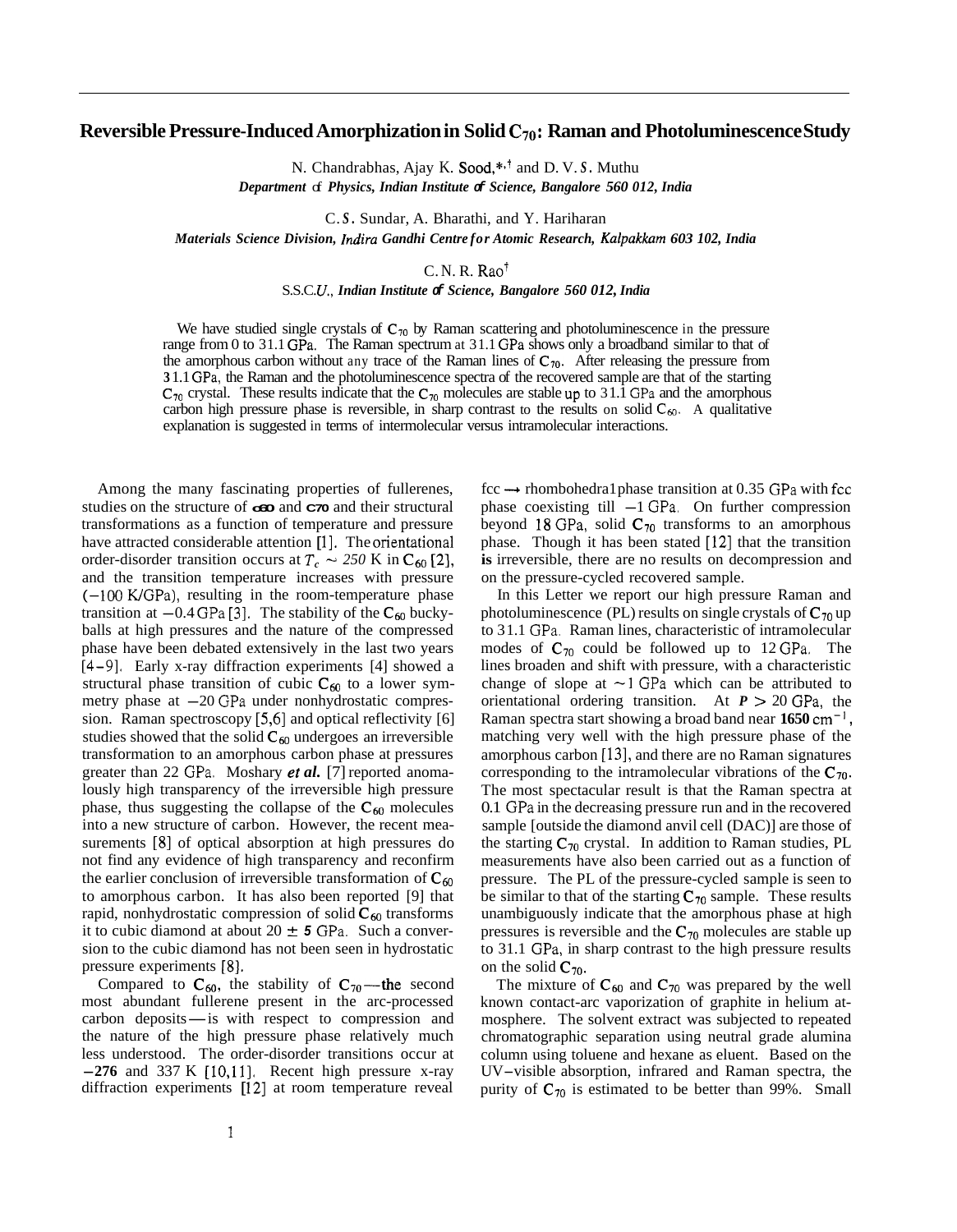# Reversible Pressure-Induced Amorphization in Solid $C_{70}$: Raman and Photoluminescence Study

N. Chandrabhas, Ajay K. Sood,*,† and D. V. S. Muthu
*Department of Physics, Indian Institute of Science, Bangalore 560 012, India*

C. S. Sundar, A. Bharathi, and Y. Hariharan
*Materials Science Division, Indira Gandhi Centre for Atomic Research, Kalpakkam 603 102, India*

C. N. R. Rao†
S.S.C.U., *Indian Institute of Science, Bangalore 560 012, India*

We have studied single crystals of $C_{70}$ by Raman scattering and photoluminescence in the pressure range from 0 to 31.1 GPa. The Raman spectrum at 31.1 GPa shows only a broadband similar to that of the amorphous carbon without any trace of the Raman lines of $C_{70}$. After releasing the pressure from 31.1 GPa, the Raman and the photoluminescence spectra of the recovered sample are that of the starting $C_{70}$ crystal. These results indicate that the $C_{70}$ molecules are stable up to 31.1 GPa and the amorphous carbon high pressure phase is reversible, in sharp contrast to the results on solid $C_{60}$. A qualitative explanation is suggested in terms of intermolecular versus intramolecular interactions.

Among the many fascinating properties of fullerenes, studies on the structure of $C_{60}$ and $C_{70}$ and their structural transformations as a function of temperature and pressure have attracted considerable attention [1]. The orientational order-disorder transition occurs at $T_c \sim 250$ K in $C_{60}$ [2], and the transition temperature increases with pressure (~100 K/GPa), resulting in the room-temperature phase transition at ~0.4 GPa [3]. The stability of the $C_{60}$ buckyballs at high pressures and the nature of the compressed phase have been debated extensively in the last two years [4–9]. Early x-ray diffraction experiments [4] showed a structural phase transition of cubic $C_{60}$ to a lower symmetry phase at ~20 GPa under nonhydrostatic compression. Raman spectroscopy [5,6] and optical reflectivity [6] studies showed that the solid $C_{60}$ undergoes an irreversible transformation to an amorphous carbon phase at pressures greater than 22 GPa. Moshary *et al.* [7] reported anomalously high transparency of the irreversible high pressure phase, thus suggesting the collapse of the $C_{60}$ molecules into a new structure of carbon. However, the recent measurements [8] of optical absorption at high pressures do not find any evidence of high transparency and reconfirm the earlier conclusion of irreversible transformation of $C_{60}$ to amorphous carbon. It has also been reported [9] that rapid, nonhydrostatic compression of solid $C_{60}$ transforms it to cubic diamond at about $20 \pm 5$ GPa. Such a conversion to the cubic diamond has not been seen in hydrostatic pressure experiments [8].

Compared to $C_{60}$, the stability of $C_{70}$—the second most abundant fullerene present in the arc-processed carbon deposits—is with respect to compression and the nature of the high pressure phase relatively much less understood. The order-disorder transitions occur at ~276 and 337 K [10,11]. Recent high pressure x-ray diffraction experiments [12] at room temperature reveal fcc → rhombohedral phase transition at 0.35 GPa with fcc phase coexisting till ~1 GPa. On further compression beyond 18 GPa, solid $C_{70}$ transforms to an amorphous phase. Though it has been stated [12] that the transition is irreversible, there are no results on decompression and on the pressure-cycled recovered sample.

In this Letter we report our high pressure Raman and photoluminescence (PL) results on single crystals of $C_{70}$ up to 31.1 GPa. Raman lines, characteristic of intramolecular modes of $C_{70}$ could be followed up to 12 GPa. The lines broaden and shift with pressure, with a characteristic change of slope at ~1 GPa which can be attributed to orientational ordering transition. At $P > 20$ GPa, the Raman spectra start showing a broad band near 1650 $\mathrm{cm^{-1}}$, matching very well with the high pressure phase of the amorphous carbon [13], and there are no Raman signatures corresponding to the intramolecular vibrations of the $C_{70}$. The most spectacular result is that the Raman spectra at 0.1 GPa in the decreasing pressure run and in the recovered sample [outside the diamond anvil cell (DAC)] are those of the starting $C_{70}$ crystal. In addition to Raman studies, PL measurements have also been carried out as a function of pressure. The PL of the pressure-cycled sample is seen to be similar to that of the starting $C_{70}$ sample. These results unambiguously indicate that the amorphous phase at high pressures is reversible and the $C_{70}$ molecules are stable up to 31.1 GPa, in sharp contrast to the high pressure results on the solid $C_{70}$.

The mixture of $C_{60}$ and $C_{70}$ was prepared by the well known contact-arc vaporization of graphite in helium atmosphere. The solvent extract was subjected to repeated chromatographic separation using neutral grade alumina column using toluene and hexane as eluent. Based on the UV–visible absorption, infrared and Raman spectra, the purity of $C_{70}$ is estimated to be better than 99%. Small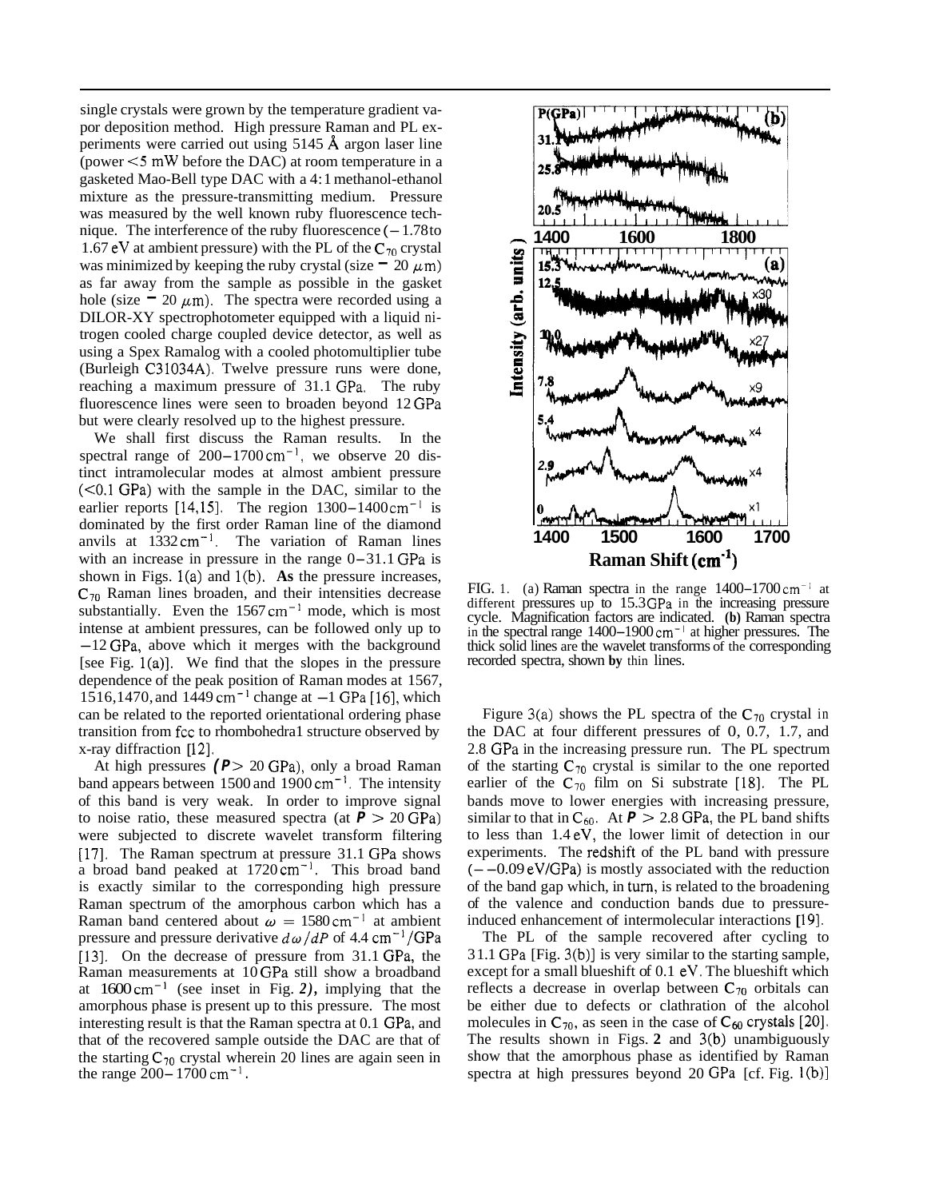single crystals were grown by the temperature gradient vapor deposition method. High pressure Raman and PL experiments were carried out using 5145 Å argon laser line (power <5 mW before the DAC) at room temperature in a gasketed Mao-Bell type DAC with a 4:1 methanol-ethanol mixture as the pressure-transmitting medium. Pressure was measured by the well known ruby fluorescence technique. The interference of the ruby fluorescence (~1.78 to 1.67 eV at ambient pressure) with the PL of the $C_{70}$ crystal was minimized by keeping the ruby crystal (size ~ 20 $\mu$m) as far away from the sample as possible in the gasket hole (size ~ 20 $\mu$m). The spectra were recorded using a DILOR-XY spectrophotometer equipped with a liquid nitrogen cooled charge coupled device detector, as well as using a Spex Ramalog with a cooled photomultiplier tube (Burleigh C31034A). Twelve pressure runs were done, reaching a maximum pressure of 31.1 GPa. The ruby fluorescence lines were seen to broaden beyond 12 GPa but were clearly resolved up to the highest pressure.

We shall first discuss the Raman results. In the spectral range of 200–1700 $\mathrm{cm^{-1}}$, we observe 20 distinct intramolecular modes at almost ambient pressure (<0.1 GPa) with the sample in the DAC, similar to the earlier reports [14,15]. The region 1300–1400 $\mathrm{cm^{-1}}$ is dominated by the first order Raman line of the diamond anvils at 1332 $\mathrm{cm^{-1}}$. The variation of Raman lines with an increase in pressure in the range 0–31.1 GPa is shown in Figs. 1(a) and 1(b). As the pressure increases, $C_{70}$ Raman lines broaden, and their intensities decrease substantially. Even the 1567 $\mathrm{cm^{-1}}$ mode, which is most intense at ambient pressures, can be followed only up to ~12 GPa, above which it merges with the background [see Fig. 1(a)]. We find that the slopes in the pressure dependence of the peak position of Raman modes at 1567, 1516, 1470, and 1449 $\mathrm{cm^{-1}}$ change at ~1 GPa [16], which can be related to the reported orientational ordering phase transition from fcc to rhombohedral structure observed by x-ray diffraction [12].

At high pressures ($P$ > 20 GPa), only a broad Raman band appears between 1500 and 1900 $\mathrm{cm^{-1}}$. The intensity of this band is very weak. In order to improve signal to noise ratio, these measured spectra (at $P$ > 20 GPa) were subjected to discrete wavelet transform filtering [17]. The Raman spectrum at pressure 31.1 GPa shows a broad band peaked at 1720 $\mathrm{cm^{-1}}$. This broad band is exactly similar to the corresponding high pressure Raman spectrum of the amorphous carbon which has a Raman band centered about $\omega$ = 1580 $\mathrm{cm^{-1}}$ at ambient pressure and pressure derivative $d\omega/dP$ of 4.4 $\mathrm{cm^{-1}}$/GPa [13]. On the decrease of pressure from 31.1 GPa, the Raman measurements at 10 GPa still show a broadband at 1600 $\mathrm{cm^{-1}}$ (see inset in Fig. 2), implying that the amorphous phase is present up to this pressure. The most interesting result is that the Raman spectra at 0.1 GPa, and that of the recovered sample outside the DAC are that of the starting $C_{70}$ crystal wherein 20 lines are again seen in the range 200–1700 $\mathrm{cm^{-1}}$.

FIG. 1. (a) Raman spectra in the range 1400–1700 $\mathrm{cm^{-1}}$ at different pressures up to 15.3 GPa in the increasing pressure cycle. Magnification factors are indicated. (b) Raman spectra in the spectral range 1400–1900 $\mathrm{cm^{-1}}$ at higher pressures. The thick solid lines are the wavelet transforms of the corresponding recorded spectra, shown by thin lines.

Figure 3(a) shows the PL spectra of the $C_{70}$ crystal in the DAC at four different pressures of 0, 0.7, 1.7, and 2.8 GPa in the increasing pressure run. The PL spectrum of the starting $C_{70}$ crystal is similar to the one reported earlier of the $C_{70}$ film on Si substrate [18]. The PL bands move to lower energies with increasing pressure, similar to that in $C_{60}$. At $P$ > 2.8 GPa, the PL band shifts to less than 1.4 eV, the lower limit of detection in our experiments. The redshift of the PL band with pressure (~ −0.09 eV/GPa) is mostly associated with the reduction of the band gap which, in turn, is related to the broadening of the valence and conduction bands due to pressure-induced enhancement of intermolecular interactions [19].

The PL of the sample recovered after cycling to 31.1 GPa [Fig. 3(b)] is very similar to the starting sample, except for a small blueshift of 0.1 eV. The blueshift which reflects a decrease in overlap between $C_{70}$ orbitals can be either due to defects or clathration of the alcohol molecules in $C_{70}$, as seen in the case of $C_{60}$ crystals [20]. The results shown in Figs. 2 and 3(b) unambiguously show that the amorphous phase as identified by Raman spectra at high pressures beyond 20 GPa [cf. Fig. 1(b)]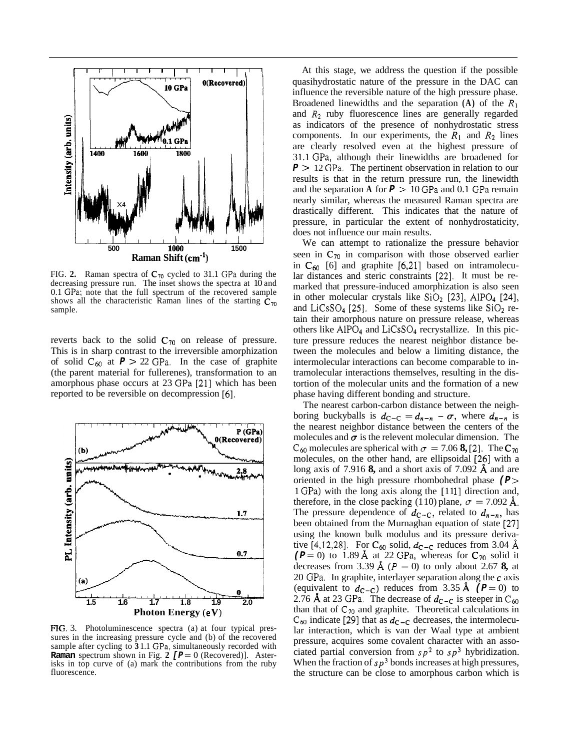FIG. 2. Raman spectra of $C_{70}$ cycled to 31.1 GPa during the decreasing pressure run. The inset shows the spectra at 10 and 0.1 GPa; note that the full spectrum of the recovered sample shows all the characteristic Raman lines of the starting $C_{70}$ sample.

reverts back to the solid $C_{70}$ on release of pressure. This is in sharp contrast to the irreversible amorphization of solid $C_{60}$ at $P > 22$ GPa. In the case of graphite (the parent material for fullerenes), transformation to an amorphous phase occurs at 23 GPa [21] which has been reported to be reversible on decompression [6].

FIG. 3. Photoluminescence spectra (a) at four typical pressures in the increasing pressure cycle and (b) of the recovered sample after cycling to 31.1 GPa, simultaneously recorded with Raman spectrum shown in Fig. 2 [$P = 0$ (Recovered)]. Asterisks in top curve of (a) mark the contributions from the ruby fluorescence.

At this stage, we address the question if the possible quasihydrostatic nature of the pressure in the DAC can influence the reversible nature of the high pressure phase. Broadened linewidths and the separation ($\Delta$) of the $R_1$ and $R_2$ ruby fluorescence lines are generally regarded as indicators of the presence of nonhydrostatic stress components. In our experiments, the $R_1$ and $R_2$ lines are clearly resolved even at the highest pressure of 31.1 GPa, although their linewidths are broadened for $P > 12$ GPa. The pertinent observation in relation to our results is that in the return pressure run, the linewidth and the separation $\Delta$ for $P > 10$ GPa and 0.1 GPa remain nearly similar, whereas the measured Raman spectra are drastically different. This indicates that the nature of pressure, in particular the extent of nonhydrostaticity, does not influence our main results.

We can attempt to rationalize the pressure behavior seen in $C_{70}$ in comparison with those observed earlier in $C_{60}$ [6] and graphite [6,21] based on intramolecular distances and steric constraints [22]. It must be remarked that pressure-induced amorphization is also seen in other molecular crystals like $SiO_2$ [23], $AlPO_4$ [24], and $LiCsSO_4$ [25]. Some of these systems like $SiO_2$ retain their amorphous nature on pressure release, whereas others like $AlPO_4$ and $LiCsSO_4$ recrystallize. In this picture pressure reduces the nearest neighbor distance between the molecules and below a limiting distance, the intermolecular interactions can become comparable to intramolecular interactions themselves, resulting in the distortion of the molecular units and the formation of a new phase having different bonding and structure.

The nearest carbon-carbon distance between the neighboring buckyballs is $d_{C-C} = d_{n-n} - \sigma$, where $d_{n-n}$ is the nearest neighbor distance between the centers of the molecules and $\sigma$ is the relevent molecular dimension. The $C_{60}$ molecules are spherical with $\sigma = 7.06$ Å [2]. The $C_{70}$ molecules, on the other hand, are ellipsoidal [26] with a long axis of 7.916 Å, and a short axis of 7.092 Å and are oriented in the high pressure rhombohedral phase ($P > 1$ GPa) with the long axis along the [111] direction and, therefore, in the close packing (110) plane, $\sigma = 7.092$ Å. The pressure dependence of $d_{C-C}$, related to $d_{n-n}$, has been obtained from the Murnaghan equation of state [27] using the known bulk modulus and its pressure derivative [4,12,28]. For $C_{60}$ solid, $d_{C-C}$ reduces from 3.04 Å ($P = 0$) to 1.89 Å at 22 GPa, whereas for $C_{70}$ solid it decreases from 3.39 Å ($P = 0$) to only about 2.67 Å at 20 GPa. In graphite, interlayer separation along the $c$ axis (equivalent to $d_{C-C}$) reduces from 3.35 Å ($P = 0$) to 2.76 Å at 23 GPa. The decrease of $d_{C-C}$ is steeper in $C_{60}$ than that of $C_{70}$ and graphite. Theoretical calculations in $C_{60}$ indicate [29] that as $d_{C-C}$ decreases, the intermolecular interaction, which is van der Waal type at ambient pressure, acquires some covalent character with an associated partial conversion from $sp^2$ to $sp^3$ hybridization. When the fraction of $sp^3$ bonds increases at high pressures, the structure can be close to amorphous carbon which is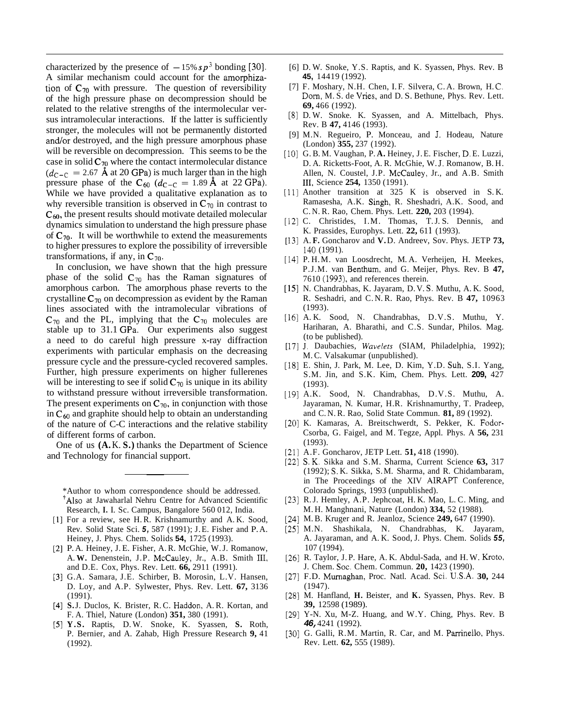characterized by the presence of $\sim 15\%\, sp^3$ bonding [30]. A similar mechanism could account for the amorphization of $C_{70}$ with pressure. The question of reversibility of the high pressure phase on decompression should be related to the relative strengths of the intermolecular versus intramolecular interactions. If the latter is sufficiently stronger, the molecules will not be permanently distorted and/or destroyed, and the high pressure amorphous phase will be reversible on decompression. This seems to be the case in solid $C_{70}$ where the contact intermolecular distance ($d_{C-C} = 2.67$ Å at 20 GPa) is much larger than in the high pressure phase of the $C_{60}$ ($d_{C-C} = 1.89$ Å at 22 GPa). While we have provided a qualitative explanation as to why reversible transition is observed in $C_{70}$ in contrast to $C_{60}$, the present results should motivate detailed molecular dynamics simulation to understand the high pressure phase of $C_{70}$. It will be worthwhile to extend the measurements to higher pressures to explore the possibility of irreversible transformations, if any, in $C_{70}$.

In conclusion, we have shown that the high pressure phase of the solid $C_{70}$ has the Raman signatures of amorphous carbon. The amorphous phase reverts to the crystalline $C_{70}$ on decompression as evident by the Raman lines associated with the intramolecular vibrations of $C_{70}$ and the PL, implying that the $C_{70}$ molecules are stable up to 31.1 GPa. Our experiments also suggest a need to do careful high pressure x-ray diffraction experiments with particular emphasis on the decreasing pressure cycle and the pressure-cycled recovered samples. Further, high pressure experiments on higher fullerenes will be interesting to see if solid $C_{70}$ is unique in its ability to withstand pressure without irreversible transformation. The present experiments on $C_{70}$, in conjunction with those in $C_{60}$ and graphite should help to obtain an understanding of the nature of C-C interactions and the relative stability of different forms of carbon.

One of us **(A.K.S.)** thanks the Department of Science and Technology for financial support.

---

*Author to whom correspondence should be addressed.

†Also at Jawaharlal Nehru Centre for Advanced Scientific Research, I. I. Sc. Campus, Bangalore 560 012, India.

[1] For a review, see H.R. Krishnamurthy and A.K. Sood, Rev. Solid State Sci. **5**, 587 (1991); J.E. Fisher and P.A. Heiney, J. Phys. Chem. Solids **54,** 1725 (1993).

[2] P.A. Heiney, J.E. Fisher, A.R. McGhie, W.J. Romanow, A.W. Denenstein, J.P. McCauley, Jr., A.B. Smith III, and D.E. Cox, Phys. Rev. Lett. **66,** 2911 (1991).

[3] G.A. Samara, J.E. Schirber, B. Morosin, L.V. Hansen, D. Loy, and A.P. Sylwester, Phys. Rev. Lett. **67,** 3136 (1991).

[4] S.J. Duclos, K. Brister, R.C. Haddon, A.R. Kortan, and F.A. Thiel, Nature (London) **351,** 380 (1991).

[5] Y.S. Raptis, D.W. Snoke, K. Syassen, S. Roth, P. Bernier, and A. Zahab, High Pressure Research **9,** 41 (1992).

[6] D.W. Snoke, Y.S. Raptis, and K. Syassen, Phys. Rev. B **45,** 14419 (1992).

[7] F. Moshary, N.H. Chen, I.F. Silvera, C.A. Brown, H.C. Dorn, M.S. de Vries, and D.S. Bethune, Phys. Rev. Lett. **69,** 466 (1992).

[8] D.W. Snoke. K. Syassen, and A. Mittelbach, Phys. Rev. B **47,** 4146 (1993).

[9] M.N. Regueiro, P. Monceau, and J. Hodeau, Nature (London) **355,** 237 (1992).

[10] G.B.M. Vaughan, P.A. Heiney, J.E. Fischer, D.E. Luzzi, D.A. Ricketts-Foot, A.R. McGhie, W.J. Romanow, B.H. Allen, N. Coustel, J.P. McCauley, Jr., and A.B. Smith III, Science **254,** 1350 (1991).

[11] Another transition at 325 K is observed in S.K. Ramasesha, A.K. Singh, R. Sheshadri, A.K. Sood, and C.N.R. Rao, Chem. Phys. Lett. **220,** 203 (1994).

[12] C. Christides, I.M. Thomas, T.J.S. Dennis, and K. Prassides, Europhys. Lett. **22,** 611 (1993).

[13] A.F. Goncharov and V.D. Andreev, Sov. Phys. JETP **73,** 140 (1991).

[14] P.H.M. van Loosdrecht, M.A. Verheijen, H. Meekes, P.J.M. van Benthum, and G. Meijer, Phys. Rev. B **47,** 7610 (1993), and references therein.

[15] N. Chandrabhas, K. Jayaram, D.V.S. Muthu, A.K. Sood, R. Seshadri, and C.N.R. Rao, Phys. Rev. B **47,** 10963 (1993).

[16] A.K. Sood, N. Chandrabhas, D.V.S. Muthu, Y. Hariharan, A. Bharathi, and C.S. Sundar, Philos. Mag. (to be published).

[17] J. Daubachies, *Wavelets* (SIAM, Philadelphia, 1992); M.C. Valsakumar (unpublished).

[18] E. Shin, J. Park, M. Lee, D. Kim, Y.D. Suh, S.I. Yang, S.M. Jin, and S.K. Kim, Chem. Phys. Lett. **209,** 427 (1993).

[19] A.K. Sood, N. Chandrabhas, D.V.S. Muthu, A. Jayaraman, N. Kumar, H.R. Krishnamurthy, T. Pradeep, and C.N.R. Rao, Solid State Commun. **81,** 89 (1992).

[20] K. Kamaras, A. Breitschwerdt, S. Pekker, K. Fodor-Csorba, G. Faigel, and M. Tegze, Appl. Phys. A **56,** 231 (1993).

[21] A.F. Goncharov, JETP Lett. **51,** 418 (1990).

[22] S.K. Sikka and S.M. Sharma, Current Science **63,** 317 (1992); S.K. Sikka, S.M. Sharma, and R. Chidambaram, in The Proceedings of the XIV AIRAPT Conference, Colorado Springs, 1993 (unpublished).

[23] R.J. Hemley, A.P. Jephcoat, H.K. Mao, L.C. Ming, and M.H. Manghnani, Nature (London) **334,** 52 (1988).

[24] M.B. Kruger and R. Jeanloz, Science **249,** 647 (1990).

[25] M.N. Shashikala, N. Chandrabhas, K. Jayaram, A. Jayaraman, and A.K. Sood, J. Phys. Chem. Solids **55,** 107 (1994).

[26] R. Taylor, J.P. Hare, A.K. Abdul-Sada, and H.W. Kroto, J. Chem. Soc. Chem. Commun. **20,** 1423 (1990).

[27] F.D. Murnaghan, Proc. Natl. Acad. Sci. U.S.A. **30,** 244 (1947).

[28] M. Hanfland, H. Beister, and K. Syassen, Phys. Rev. B **39,** 12598 (1989).

[29] Y-N. Xu, M-Z. Huang, and W.Y. Ching, Phys. Rev. B **46,** 4241 (1992).

[30] G. Galli, R.M. Martin, R. Car, and M. Parrinello, Phys. Rev. Lett. **62,** 555 (1989).